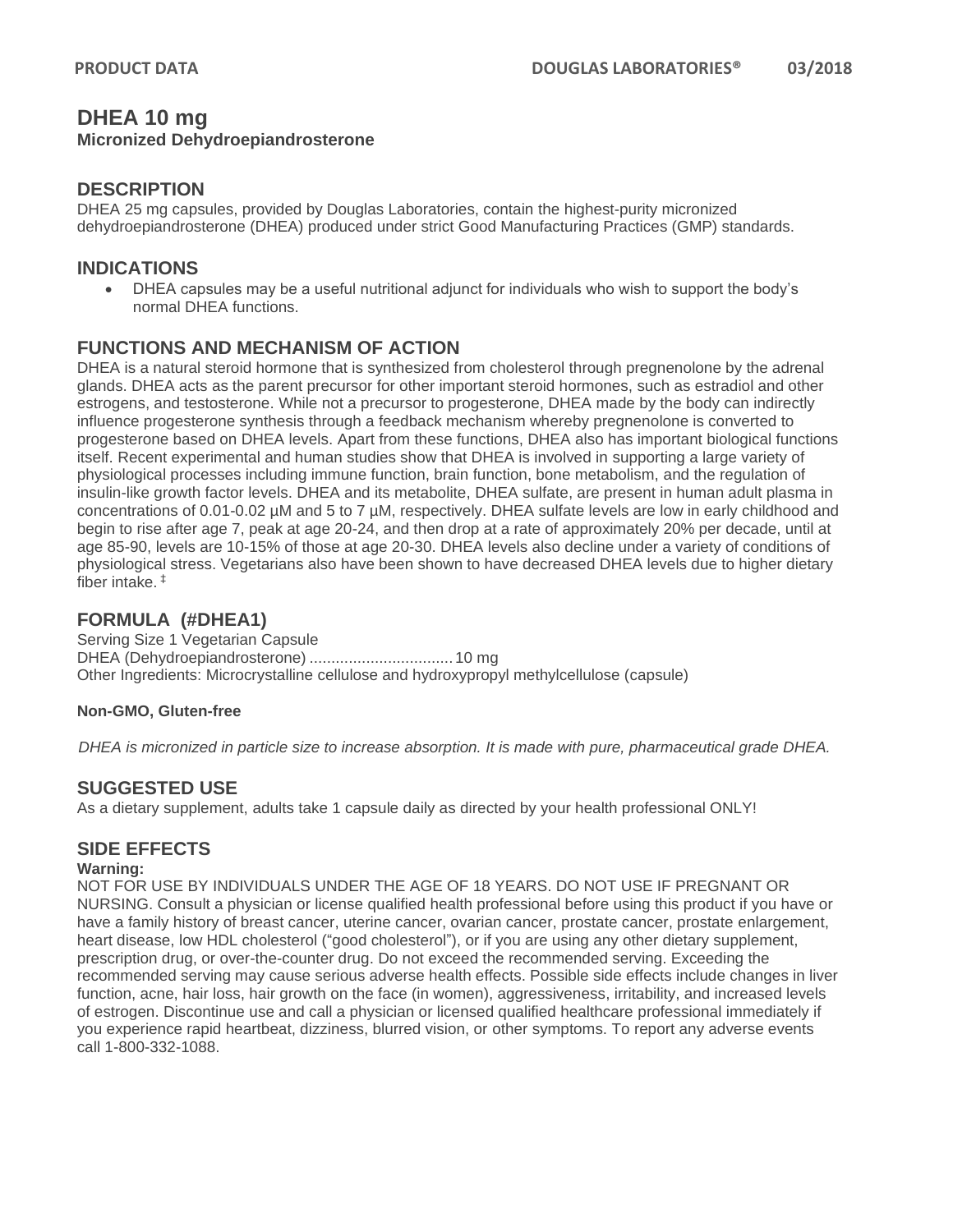# DHEA 10 mg

**Micronized Dehydroepiandrosterone**

## DESCRIPTION

DHEA 25 mg capsules, provided by Douglas Laboratories, contain the highest-purity micronized dehydroepiandrosterone (DHEA) produced under strict Good Manufacturing Practices (GMP) standards.

## INDICATIONS

- DHEA capsules may be a useful nutritional adjunct for individuals who wish to support the body's normal DHEA functions.

## FUNCTIONS AND MECHANISM OF ACTION

DHEA is a natural steroid hormone that is synthesized from cholesterol through pregnenolone by the adrenal glands. DHEA acts as the parent precursor for other important steroid hormones, such as estradiol and other estrogens, and testosterone. While not a precursor to progesterone, DHEA made by the body can indirectly influence progesterone synthesis through a feedback mechanism whereby pregnenolone is converted to progesterone based on DHEA levels. Apart from these functions, DHEA also has important biological functions itself. Recent experimental and human studies show that DHEA is involved in supporting a large variety of physiological processes including immune function, brain function, bone metabolism, and the regulation of insulin-like growth factor levels. DHEA and its metabolite, DHEA sulfate, are present in human adult plasma in concentrations of 0.01-0.02 µM and 5 to 7 µM, respectively. DHEA sulfate levels are low in early childhood and begin to rise after age 7, peak at age 20-24, and then drop at a rate of approximately 20% per decade, until at age 85-90, levels are 10-15% of those at age 20-30. DHEA levels also decline under a variety of conditions of physiological stress. Vegetarians also have been shown to have decreased DHEA levels due to higher dietary fiber intake. ‡

## FORMULA (#DHEA1)

Serving Size 1 Vegetarian Capsule
DHEA (Dehydroepiandrosterone) ................................ 10 mg
Other Ingredients: Microcrystalline cellulose and hydroxypropyl methylcellulose (capsule)

**Non-GMO, Gluten-free**

*DHEA is micronized in particle size to increase absorption. It is made with pure, pharmaceutical grade DHEA.*

## SUGGESTED USE

As a dietary supplement, adults take 1 capsule daily as directed by your health professional ONLY!

## SIDE EFFECTS

**Warning:**

NOT FOR USE BY INDIVIDUALS UNDER THE AGE OF 18 YEARS. DO NOT USE IF PREGNANT OR NURSING. Consult a physician or license qualified health professional before using this product if you have or have a family history of breast cancer, uterine cancer, ovarian cancer, prostate cancer, prostate enlargement, heart disease, low HDL cholesterol ("good cholesterol"), or if you are using any other dietary supplement, prescription drug, or over-the-counter drug. Do not exceed the recommended serving. Exceeding the recommended serving may cause serious adverse health effects. Possible side effects include changes in liver function, acne, hair loss, hair growth on the face (in women), aggressiveness, irritability, and increased levels of estrogen. Discontinue use and call a physician or licensed qualified healthcare professional immediately if you experience rapid heartbeat, dizziness, blurred vision, or other symptoms. To report any adverse events call 1-800-332-1088.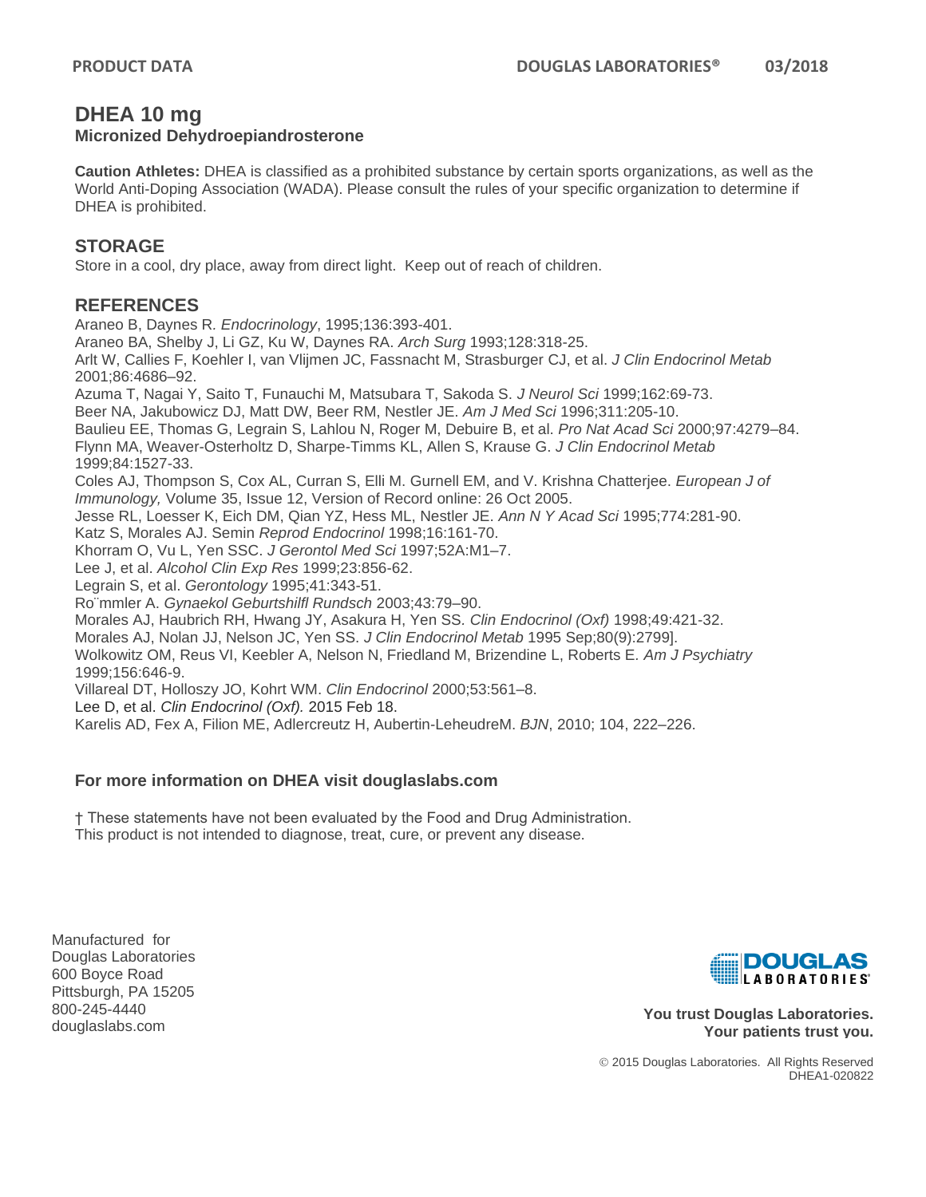# DHEA 10 mg

**Micronized Dehydroepiandrosterone**

**Caution Athletes:** DHEA is classified as a prohibited substance by certain sports organizations, as well as the World Anti-Doping Association (WADA). Please consult the rules of your specific organization to determine if DHEA is prohibited.

## STORAGE

Store in a cool, dry place, away from direct light. Keep out of reach of children.

## REFERENCES

Araneo B, Daynes R. *Endocrinology*, 1995;136:393-401.
Araneo BA, Shelby J, Li GZ, Ku W, Daynes RA. *Arch Surg* 1993;128:318-25.
Arlt W, Callies F, Koehler I, van Vlijmen JC, Fassnacht M, Strasburger CJ, et al. *J Clin Endocrinol Metab* 2001;86:4686–92.
Azuma T, Nagai Y, Saito T, Funauchi M, Matsubara T, Sakoda S. *J Neurol Sci* 1999;162:69-73.
Beer NA, Jakubowicz DJ, Matt DW, Beer RM, Nestler JE. *Am J Med Sci* 1996;311:205-10.
Baulieu EE, Thomas G, Legrain S, Lahlou N, Roger M, Debuire B, et al. *Pro Nat Acad Sci* 2000;97:4279–84.
Flynn MA, Weaver-Osterholtz D, Sharpe-Timms KL, Allen S, Krause G. *J Clin Endocrinol Metab* 1999;84:1527-33.
Coles AJ, Thompson S, Cox AL, Curran S, Elli M. Gurnell EM, and V. Krishna Chatterjee. *European J of Immunology,* Volume 35, Issue 12, Version of Record online: 26 Oct 2005.
Jesse RL, Loesser K, Eich DM, Qian YZ, Hess ML, Nestler JE. *Ann N Y Acad Sci* 1995;774:281-90.
Katz S, Morales AJ. Semin *Reprod Endocrinol* 1998;16:161-70.
Khorram O, Vu L, Yen SSC. *J Gerontol Med Sci* 1997;52A:M1–7.
Lee J, et al. *Alcohol Clin Exp Res* 1999;23:856-62.
Legrain S, et al. *Gerontology* 1995;41:343-51.
Ro¨mmler A. *Gynaekol Geburtshilfl Rundsch* 2003;43:79–90.
Morales AJ, Haubrich RH, Hwang JY, Asakura H, Yen SS. *Clin Endocrinol (Oxf)* 1998;49:421-32.
Morales AJ, Nolan JJ, Nelson JC, Yen SS. *J Clin Endocrinol Metab* 1995 Sep;80(9):2799].
Wolkowitz OM, Reus VI, Keebler A, Nelson N, Friedland M, Brizendine L, Roberts E. *Am J Psychiatry* 1999;156:646-9.
Villareal DT, Holloszy JO, Kohrt WM. *Clin Endocrinol* 2000;53:561–8.
Lee D, et al. *Clin Endocrinol (Oxf).* 2015 Feb 18.
Karelis AD, Fex A, Filion ME, Adlercreutz H, Aubertin-LeheudreM. *BJN*, 2010; 104, 222–226.

**For more information on DHEA visit douglaslabs.com**

† These statements have not been evaluated by the Food and Drug Administration.
This product is not intended to diagnose, treat, cure, or prevent any disease.

Manufactured for
Douglas Laboratories
600 Boyce Road
Pittsburgh, PA 15205
800-245-4440
douglaslabs.com

**You trust Douglas Laboratories.**
**Your patients trust you.**

© 2015 Douglas Laboratories. All Rights Reserved
DHEA1-020822